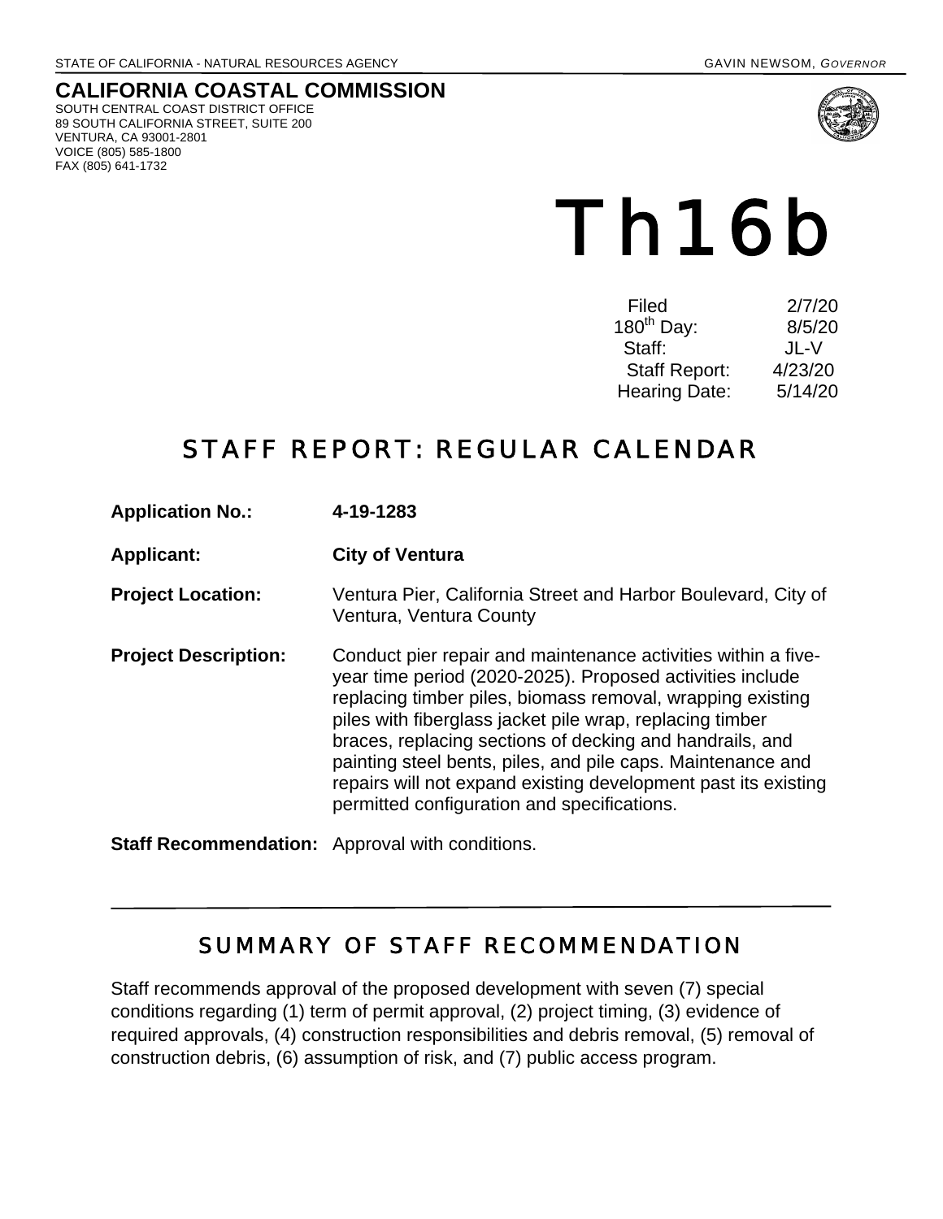STATE OF CALIFORNIA - NATURAL RESOURCES AGENCY

GAVIN NEWSOM, *GOVERNOR*

**CALIFORNIA COASTAL COMMISSION**
SOUTH CENTRAL COAST DISTRICT OFFICE
89 SOUTH CALIFORNIA STREET, SUITE 200
VENTURA, CA 93001-2801
VOICE (805) 585-1800
FAX (805) 641-1732

# Th16b

| | |
|---|---|
| Filed | 2/7/20 |
| 180th Day: | 8/5/20 |
| Staff: | JL-V |
| Staff Report: | 4/23/20 |
| Hearing Date: | 5/14/20 |

## STAFF REPORT: REGULAR CALENDAR

**Application No.:** **4-19-1283**

**Applicant:** **City of Ventura**

**Project Location:** Ventura Pier, California Street and Harbor Boulevard, City of Ventura, Ventura County

**Project Description:** Conduct pier repair and maintenance activities within a five-year time period (2020-2025). Proposed activities include replacing timber piles, biomass removal, wrapping existing piles with fiberglass jacket pile wrap, replacing timber braces, replacing sections of decking and handrails, and painting steel bents, piles, and pile caps. Maintenance and repairs will not expand existing development past its existing permitted configuration and specifications.

**Staff Recommendation:** Approval with conditions.

---

## SUMMARY OF STAFF RECOMMENDATION

Staff recommends approval of the proposed development with seven (7) special conditions regarding (1) term of permit approval, (2) project timing, (3) evidence of required approvals, (4) construction responsibilities and debris removal, (5) removal of construction debris, (6) assumption of risk, and (7) public access program.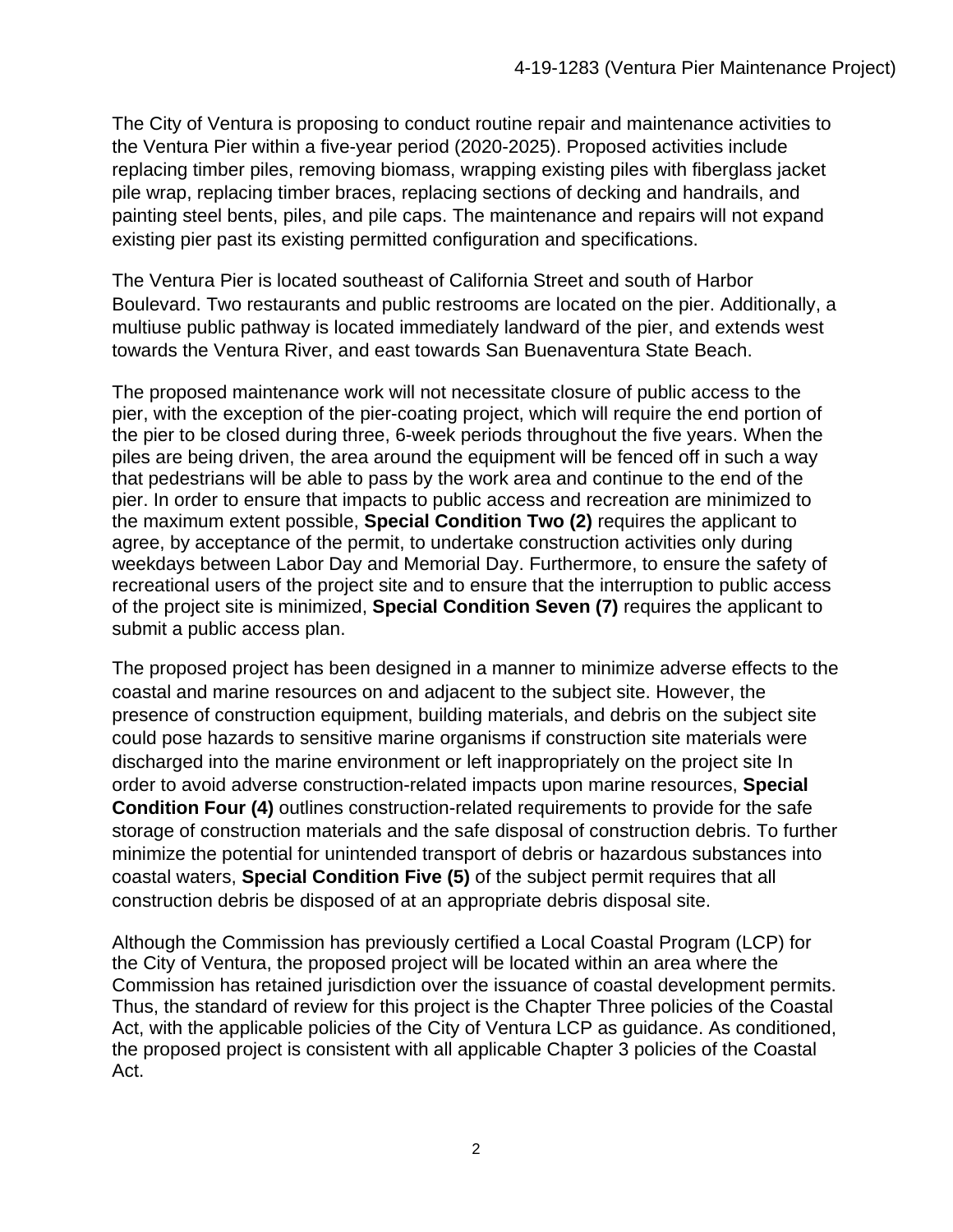The City of Ventura is proposing to conduct routine repair and maintenance activities to the Ventura Pier within a five-year period (2020-2025). Proposed activities include replacing timber piles, removing biomass, wrapping existing piles with fiberglass jacket pile wrap, replacing timber braces, replacing sections of decking and handrails, and painting steel bents, piles, and pile caps. The maintenance and repairs will not expand existing pier past its existing permitted configuration and specifications.

The Ventura Pier is located southeast of California Street and south of Harbor Boulevard. Two restaurants and public restrooms are located on the pier. Additionally, a multiuse public pathway is located immediately landward of the pier, and extends west towards the Ventura River, and east towards San Buenaventura State Beach.

The proposed maintenance work will not necessitate closure of public access to the pier, with the exception of the pier-coating project, which will require the end portion of the pier to be closed during three, 6-week periods throughout the five years. When the piles are being driven, the area around the equipment will be fenced off in such a way that pedestrians will be able to pass by the work area and continue to the end of the pier. In order to ensure that impacts to public access and recreation are minimized to the maximum extent possible, **Special Condition Two (2)** requires the applicant to agree, by acceptance of the permit, to undertake construction activities only during weekdays between Labor Day and Memorial Day. Furthermore, to ensure the safety of recreational users of the project site and to ensure that the interruption to public access of the project site is minimized, **Special Condition Seven (7)** requires the applicant to submit a public access plan.

The proposed project has been designed in a manner to minimize adverse effects to the coastal and marine resources on and adjacent to the subject site. However, the presence of construction equipment, building materials, and debris on the subject site could pose hazards to sensitive marine organisms if construction site materials were discharged into the marine environment or left inappropriately on the project site In order to avoid adverse construction-related impacts upon marine resources, **Special Condition Four (4)** outlines construction-related requirements to provide for the safe storage of construction materials and the safe disposal of construction debris. To further minimize the potential for unintended transport of debris or hazardous substances into coastal waters, **Special Condition Five (5)** of the subject permit requires that all construction debris be disposed of at an appropriate debris disposal site.

Although the Commission has previously certified a Local Coastal Program (LCP) for the City of Ventura, the proposed project will be located within an area where the Commission has retained jurisdiction over the issuance of coastal development permits. Thus, the standard of review for this project is the Chapter Three policies of the Coastal Act, with the applicable policies of the City of Ventura LCP as guidance. As conditioned, the proposed project is consistent with all applicable Chapter 3 policies of the Coastal Act.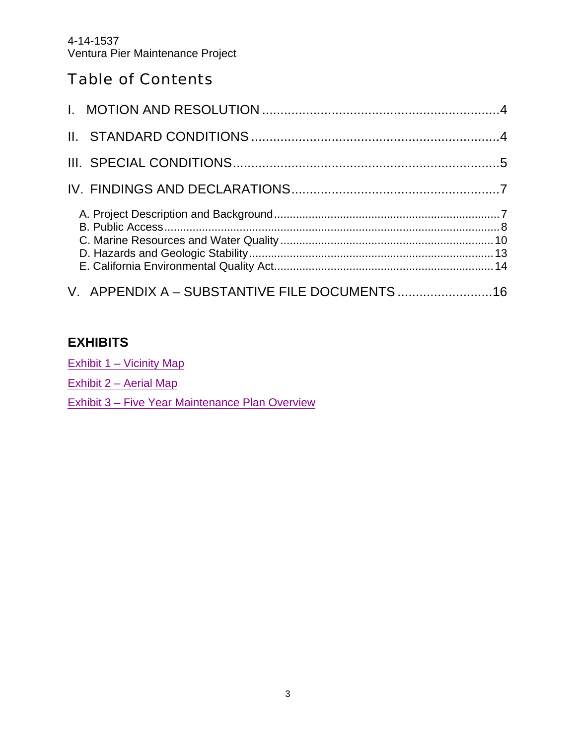# Table of Contents

I. MOTION AND RESOLUTION .................................................................4

II. STANDARD CONDITIONS ...................................................................4

III. SPECIAL CONDITIONS........................................................................5

IV. FINDINGS AND DECLARATIONS........................................................7

A. Project Description and Background......................................................................7
B. Public Access..........................................................................................................8
C. Marine Resources and Water Quality ...................................................................10
D. Hazards and Geologic Stability.............................................................................13
E. California Environmental Quality Act.....................................................................14

V. APPENDIX A – SUBSTANTIVE FILE DOCUMENTS .........................16

## EXHIBITS

Exhibit 1 – Vicinity Map

Exhibit 2 – Aerial Map

Exhibit 3 – Five Year Maintenance Plan Overview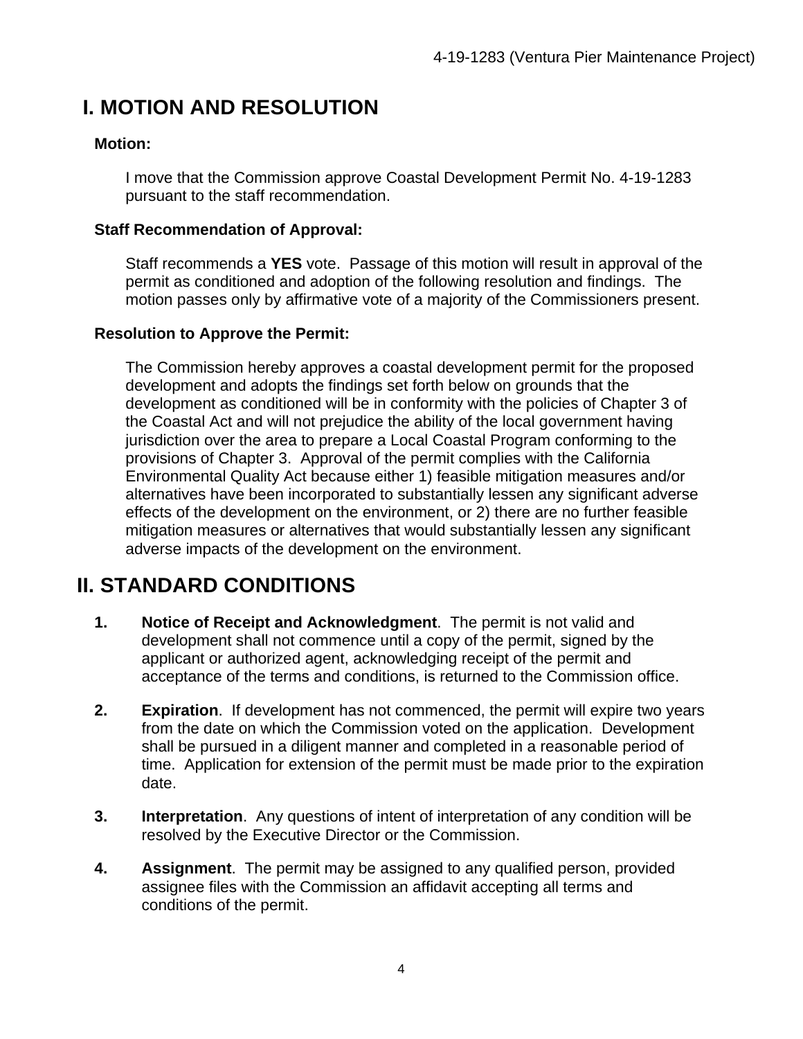# I. MOTION AND RESOLUTION

**Motion:**

I move that the Commission approve Coastal Development Permit No. 4-19-1283 pursuant to the staff recommendation.

**Staff Recommendation of Approval:**

Staff recommends a **YES** vote. Passage of this motion will result in approval of the permit as conditioned and adoption of the following resolution and findings. The motion passes only by affirmative vote of a majority of the Commissioners present.

**Resolution to Approve the Permit:**

The Commission hereby approves a coastal development permit for the proposed development and adopts the findings set forth below on grounds that the development as conditioned will be in conformity with the policies of Chapter 3 of the Coastal Act and will not prejudice the ability of the local government having jurisdiction over the area to prepare a Local Coastal Program conforming to the provisions of Chapter 3. Approval of the permit complies with the California Environmental Quality Act because either 1) feasible mitigation measures and/or alternatives have been incorporated to substantially lessen any significant adverse effects of the development on the environment, or 2) there are no further feasible mitigation measures or alternatives that would substantially lessen any significant adverse impacts of the development on the environment.

# II. STANDARD CONDITIONS

1. **Notice of Receipt and Acknowledgment**. The permit is not valid and development shall not commence until a copy of the permit, signed by the applicant or authorized agent, acknowledging receipt of the permit and acceptance of the terms and conditions, is returned to the Commission office.

2. **Expiration**. If development has not commenced, the permit will expire two years from the date on which the Commission voted on the application. Development shall be pursued in a diligent manner and completed in a reasonable period of time. Application for extension of the permit must be made prior to the expiration date.

3. **Interpretation**. Any questions of intent of interpretation of any condition will be resolved by the Executive Director or the Commission.

4. **Assignment**. The permit may be assigned to any qualified person, provided assignee files with the Commission an affidavit accepting all terms and conditions of the permit.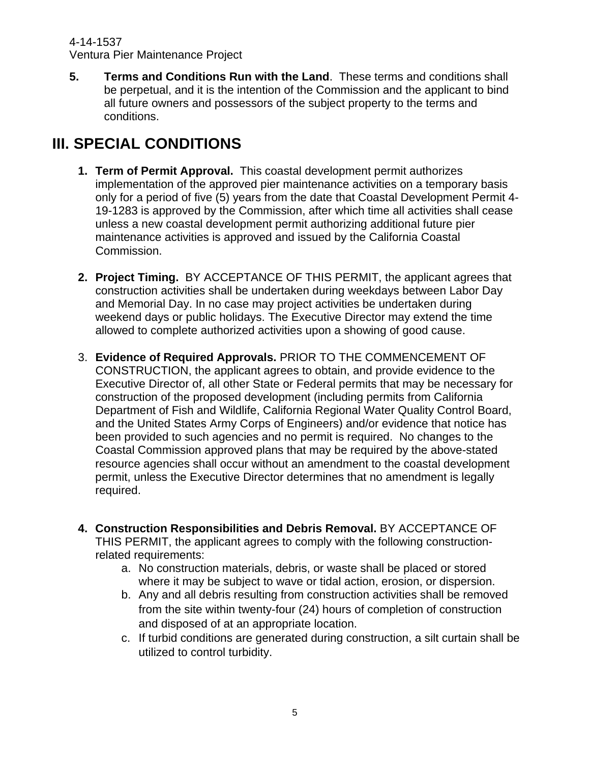5. **Terms and Conditions Run with the Land**. These terms and conditions shall be perpetual, and it is the intention of the Commission and the applicant to bind all future owners and possessors of the subject property to the terms and conditions.

# III. SPECIAL CONDITIONS

1. **Term of Permit Approval.** This coastal development permit authorizes implementation of the approved pier maintenance activities on a temporary basis only for a period of five (5) years from the date that Coastal Development Permit 4-19-1283 is approved by the Commission, after which time all activities shall cease unless a new coastal development permit authorizing additional future pier maintenance activities is approved and issued by the California Coastal Commission.

2. **Project Timing.** BY ACCEPTANCE OF THIS PERMIT, the applicant agrees that construction activities shall be undertaken during weekdays between Labor Day and Memorial Day. In no case may project activities be undertaken during weekend days or public holidays. The Executive Director may extend the time allowed to complete authorized activities upon a showing of good cause.

3. **Evidence of Required Approvals.** PRIOR TO THE COMMENCEMENT OF CONSTRUCTION, the applicant agrees to obtain, and provide evidence to the Executive Director of, all other State or Federal permits that may be necessary for construction of the proposed development (including permits from California Department of Fish and Wildlife, California Regional Water Quality Control Board, and the United States Army Corps of Engineers) and/or evidence that notice has been provided to such agencies and no permit is required. No changes to the Coastal Commission approved plans that may be required by the above-stated resource agencies shall occur without an amendment to the coastal development permit, unless the Executive Director determines that no amendment is legally required.

4. **Construction Responsibilities and Debris Removal.** BY ACCEPTANCE OF THIS PERMIT, the applicant agrees to comply with the following construction-related requirements:
   a. No construction materials, debris, or waste shall be placed or stored where it may be subject to wave or tidal action, erosion, or dispersion.
   b. Any and all debris resulting from construction activities shall be removed from the site within twenty-four (24) hours of completion of construction and disposed of at an appropriate location.
   c. If turbid conditions are generated during construction, a silt curtain shall be utilized to control turbidity.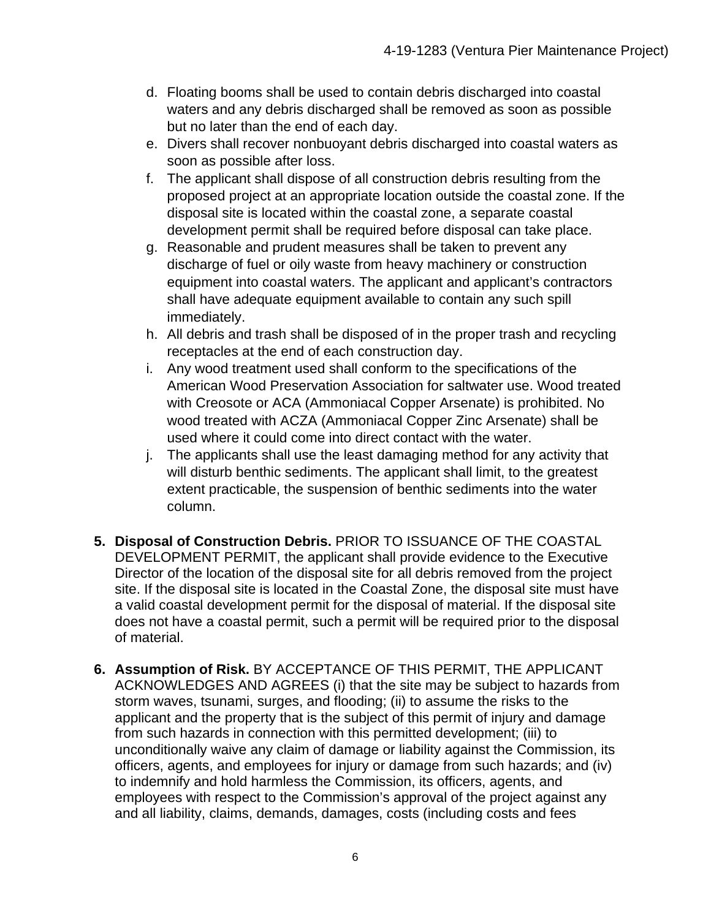d. Floating booms shall be used to contain debris discharged into coastal waters and any debris discharged shall be removed as soon as possible but no later than the end of each day.
e. Divers shall recover nonbuoyant debris discharged into coastal waters as soon as possible after loss.
f. The applicant shall dispose of all construction debris resulting from the proposed project at an appropriate location outside the coastal zone. If the disposal site is located within the coastal zone, a separate coastal development permit shall be required before disposal can take place.
g. Reasonable and prudent measures shall be taken to prevent any discharge of fuel or oily waste from heavy machinery or construction equipment into coastal waters. The applicant and applicant's contractors shall have adequate equipment available to contain any such spill immediately.
h. All debris and trash shall be disposed of in the proper trash and recycling receptacles at the end of each construction day.
i. Any wood treatment used shall conform to the specifications of the American Wood Preservation Association for saltwater use. Wood treated with Creosote or ACA (Ammoniacal Copper Arsenate) is prohibited. No wood treated with ACZA (Ammoniacal Copper Zinc Arsenate) shall be used where it could come into direct contact with the water.
j. The applicants shall use the least damaging method for any activity that will disturb benthic sediments. The applicant shall limit, to the greatest extent practicable, the suspension of benthic sediments into the water column.

5. **Disposal of Construction Debris.** PRIOR TO ISSUANCE OF THE COASTAL DEVELOPMENT PERMIT, the applicant shall provide evidence to the Executive Director of the location of the disposal site for all debris removed from the project site. If the disposal site is located in the Coastal Zone, the disposal site must have a valid coastal development permit for the disposal of material. If the disposal site does not have a coastal permit, such a permit will be required prior to the disposal of material.

6. **Assumption of Risk.** BY ACCEPTANCE OF THIS PERMIT, THE APPLICANT ACKNOWLEDGES AND AGREES (i) that the site may be subject to hazards from storm waves, tsunami, surges, and flooding; (ii) to assume the risks to the applicant and the property that is the subject of this permit of injury and damage from such hazards in connection with this permitted development; (iii) to unconditionally waive any claim of damage or liability against the Commission, its officers, agents, and employees for injury or damage from such hazards; and (iv) to indemnify and hold harmless the Commission, its officers, agents, and employees with respect to the Commission's approval of the project against any and all liability, claims, demands, damages, costs (including costs and fees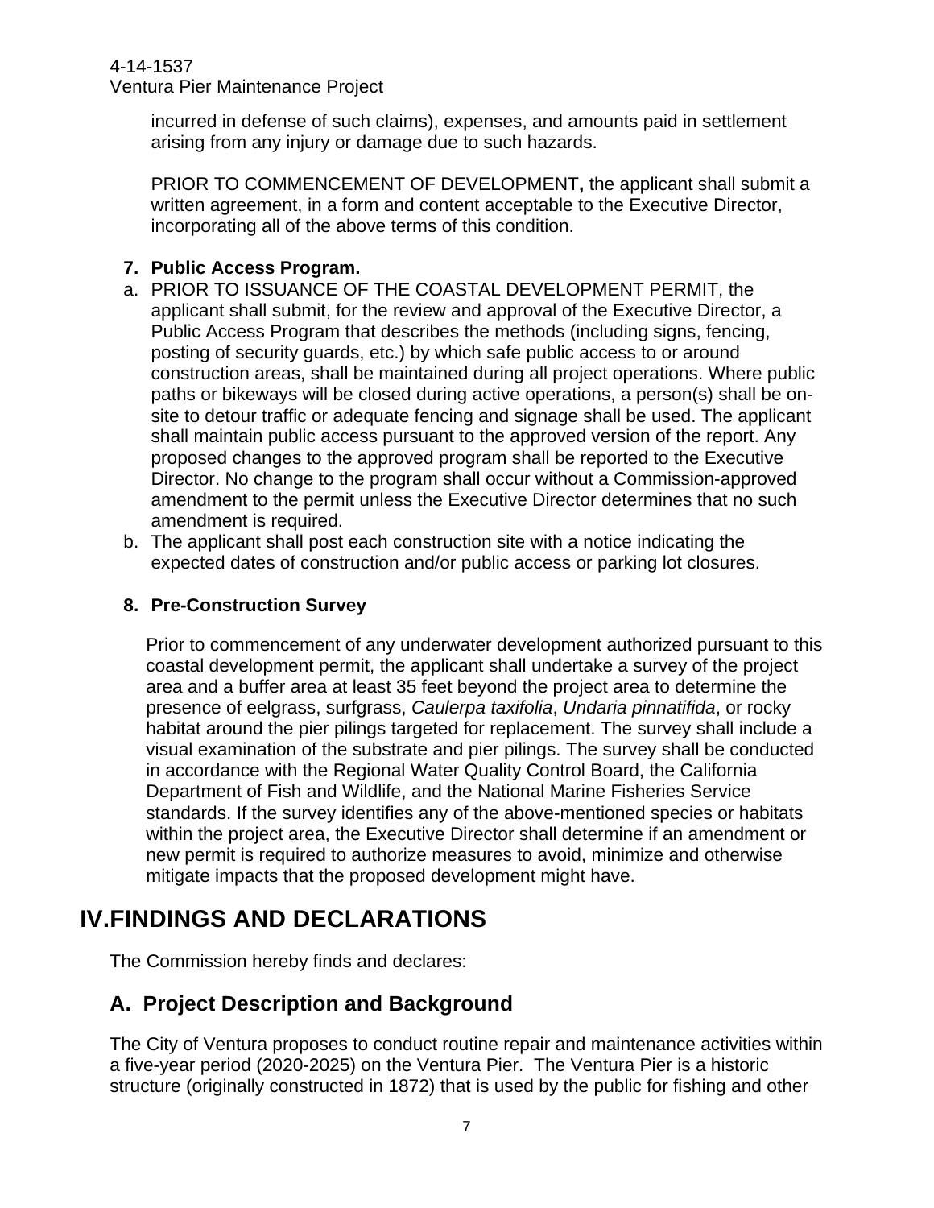incurred in defense of such claims), expenses, and amounts paid in settlement arising from any injury or damage due to such hazards.

PRIOR TO COMMENCEMENT OF DEVELOPMENT**,** the applicant shall submit a written agreement, in a form and content acceptable to the Executive Director, incorporating all of the above terms of this condition.

**7. Public Access Program.**

a. PRIOR TO ISSUANCE OF THE COASTAL DEVELOPMENT PERMIT, the applicant shall submit, for the review and approval of the Executive Director, a Public Access Program that describes the methods (including signs, fencing, posting of security guards, etc.) by which safe public access to or around construction areas, shall be maintained during all project operations. Where public paths or bikeways will be closed during active operations, a person(s) shall be on-site to detour traffic or adequate fencing and signage shall be used. The applicant shall maintain public access pursuant to the approved version of the report. Any proposed changes to the approved program shall be reported to the Executive Director. No change to the program shall occur without a Commission-approved amendment to the permit unless the Executive Director determines that no such amendment is required.

b. The applicant shall post each construction site with a notice indicating the expected dates of construction and/or public access or parking lot closures.

**8. Pre-Construction Survey**

Prior to commencement of any underwater development authorized pursuant to this coastal development permit, the applicant shall undertake a survey of the project area and a buffer area at least 35 feet beyond the project area to determine the presence of eelgrass, surfgrass, *Caulerpa taxifolia*, *Undaria pinnatifida*, or rocky habitat around the pier pilings targeted for replacement. The survey shall include a visual examination of the substrate and pier pilings. The survey shall be conducted in accordance with the Regional Water Quality Control Board, the California Department of Fish and Wildlife, and the National Marine Fisheries Service standards. If the survey identifies any of the above-mentioned species or habitats within the project area, the Executive Director shall determine if an amendment or new permit is required to authorize measures to avoid, minimize and otherwise mitigate impacts that the proposed development might have.

# IV. FINDINGS AND DECLARATIONS

The Commission hereby finds and declares:

## A. Project Description and Background

The City of Ventura proposes to conduct routine repair and maintenance activities within a five-year period (2020-2025) on the Ventura Pier. The Ventura Pier is a historic structure (originally constructed in 1872) that is used by the public for fishing and other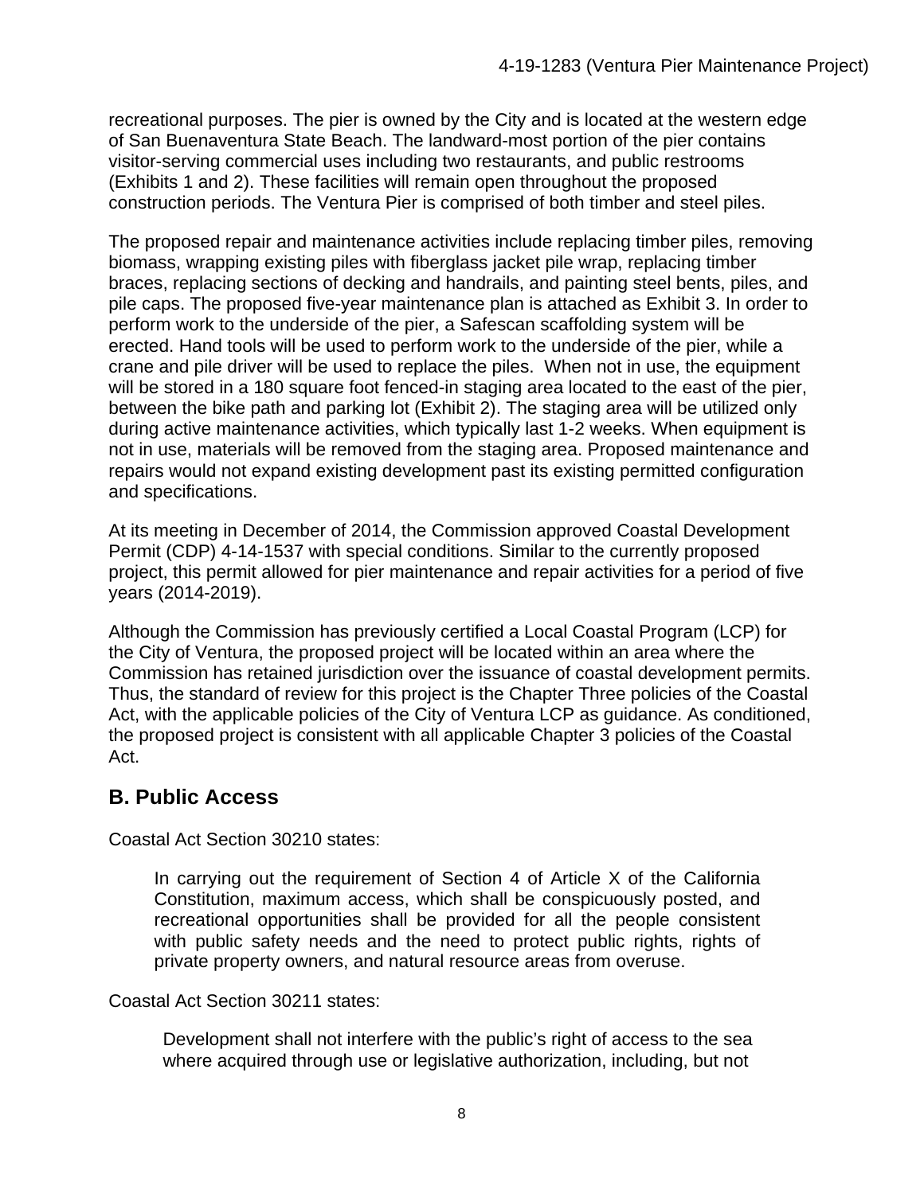recreational purposes. The pier is owned by the City and is located at the western edge of San Buenaventura State Beach. The landward-most portion of the pier contains visitor-serving commercial uses including two restaurants, and public restrooms (Exhibits 1 and 2). These facilities will remain open throughout the proposed construction periods. The Ventura Pier is comprised of both timber and steel piles.

The proposed repair and maintenance activities include replacing timber piles, removing biomass, wrapping existing piles with fiberglass jacket pile wrap, replacing timber braces, replacing sections of decking and handrails, and painting steel bents, piles, and pile caps. The proposed five-year maintenance plan is attached as Exhibit 3. In order to perform work to the underside of the pier, a Safescan scaffolding system will be erected. Hand tools will be used to perform work to the underside of the pier, while a crane and pile driver will be used to replace the piles. When not in use, the equipment will be stored in a 180 square foot fenced-in staging area located to the east of the pier, between the bike path and parking lot (Exhibit 2). The staging area will be utilized only during active maintenance activities, which typically last 1-2 weeks. When equipment is not in use, materials will be removed from the staging area. Proposed maintenance and repairs would not expand existing development past its existing permitted configuration and specifications.

At its meeting in December of 2014, the Commission approved Coastal Development Permit (CDP) 4-14-1537 with special conditions. Similar to the currently proposed project, this permit allowed for pier maintenance and repair activities for a period of five years (2014-2019).

Although the Commission has previously certified a Local Coastal Program (LCP) for the City of Ventura, the proposed project will be located within an area where the Commission has retained jurisdiction over the issuance of coastal development permits. Thus, the standard of review for this project is the Chapter Three policies of the Coastal Act, with the applicable policies of the City of Ventura LCP as guidance. As conditioned, the proposed project is consistent with all applicable Chapter 3 policies of the Coastal Act.

## B. Public Access

Coastal Act Section 30210 states:

> In carrying out the requirement of Section 4 of Article X of the California Constitution, maximum access, which shall be conspicuously posted, and recreational opportunities shall be provided for all the people consistent with public safety needs and the need to protect public rights, rights of private property owners, and natural resource areas from overuse.

Coastal Act Section 30211 states:

> Development shall not interfere with the public's right of access to the sea where acquired through use or legislative authorization, including, but not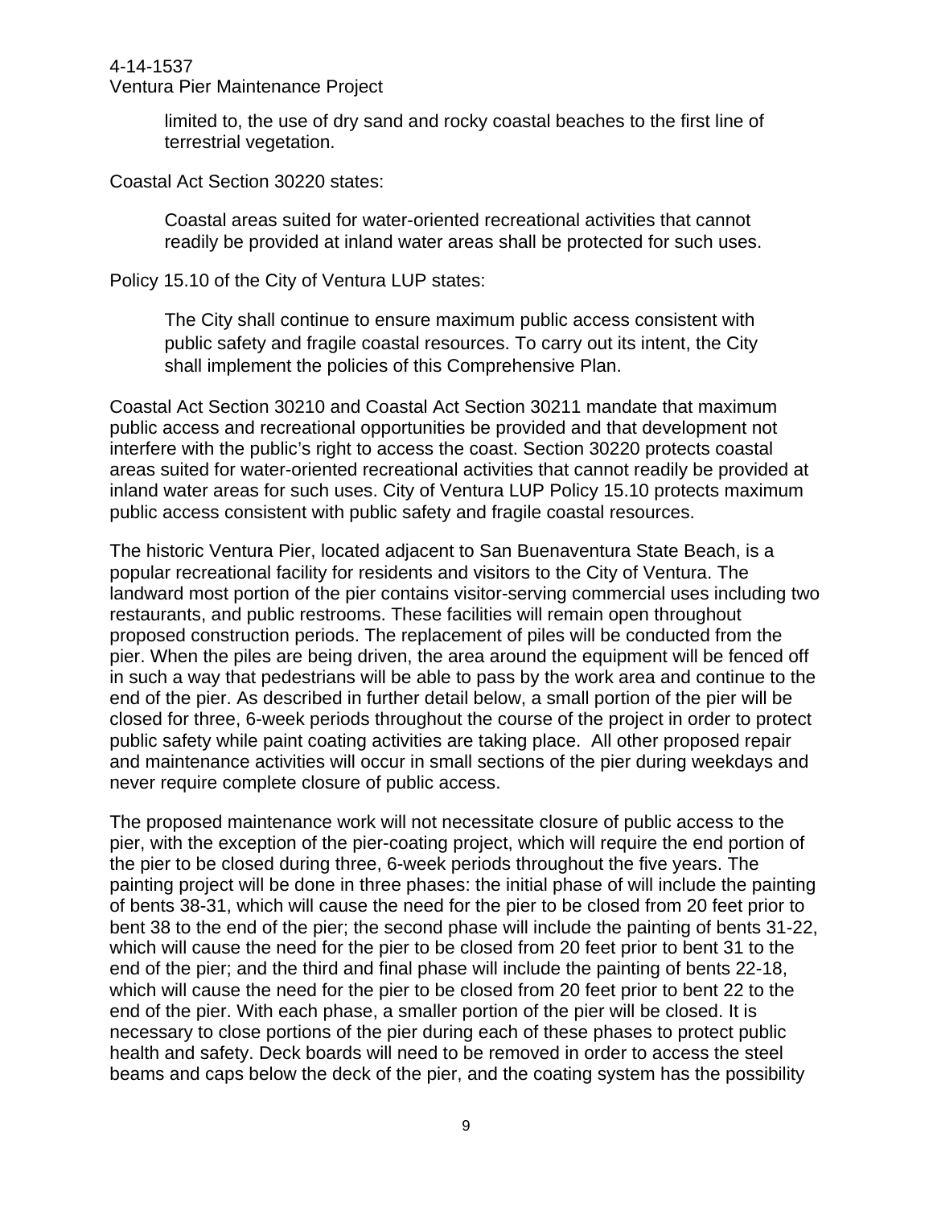limited to, the use of dry sand and rocky coastal beaches to the first line of terrestrial vegetation.

Coastal Act Section 30220 states:

> Coastal areas suited for water-oriented recreational activities that cannot readily be provided at inland water areas shall be protected for such uses.

Policy 15.10 of the City of Ventura LUP states:

> The City shall continue to ensure maximum public access consistent with public safety and fragile coastal resources. To carry out its intent, the City shall implement the policies of this Comprehensive Plan.

Coastal Act Section 30210 and Coastal Act Section 30211 mandate that maximum public access and recreational opportunities be provided and that development not interfere with the public's right to access the coast. Section 30220 protects coastal areas suited for water-oriented recreational activities that cannot readily be provided at inland water areas for such uses. City of Ventura LUP Policy 15.10 protects maximum public access consistent with public safety and fragile coastal resources.

The historic Ventura Pier, located adjacent to San Buenaventura State Beach, is a popular recreational facility for residents and visitors to the City of Ventura. The landward most portion of the pier contains visitor-serving commercial uses including two restaurants, and public restrooms. These facilities will remain open throughout proposed construction periods. The replacement of piles will be conducted from the pier. When the piles are being driven, the area around the equipment will be fenced off in such a way that pedestrians will be able to pass by the work area and continue to the end of the pier. As described in further detail below, a small portion of the pier will be closed for three, 6-week periods throughout the course of the project in order to protect public safety while paint coating activities are taking place. All other proposed repair and maintenance activities will occur in small sections of the pier during weekdays and never require complete closure of public access.

The proposed maintenance work will not necessitate closure of public access to the pier, with the exception of the pier-coating project, which will require the end portion of the pier to be closed during three, 6-week periods throughout the five years. The painting project will be done in three phases: the initial phase of will include the painting of bents 38-31, which will cause the need for the pier to be closed from 20 feet prior to bent 38 to the end of the pier; the second phase will include the painting of bents 31-22, which will cause the need for the pier to be closed from 20 feet prior to bent 31 to the end of the pier; and the third and final phase will include the painting of bents 22-18, which will cause the need for the pier to be closed from 20 feet prior to bent 22 to the end of the pier. With each phase, a smaller portion of the pier will be closed. It is necessary to close portions of the pier during each of these phases to protect public health and safety. Deck boards will need to be removed in order to access the steel beams and caps below the deck of the pier, and the coating system has the possibility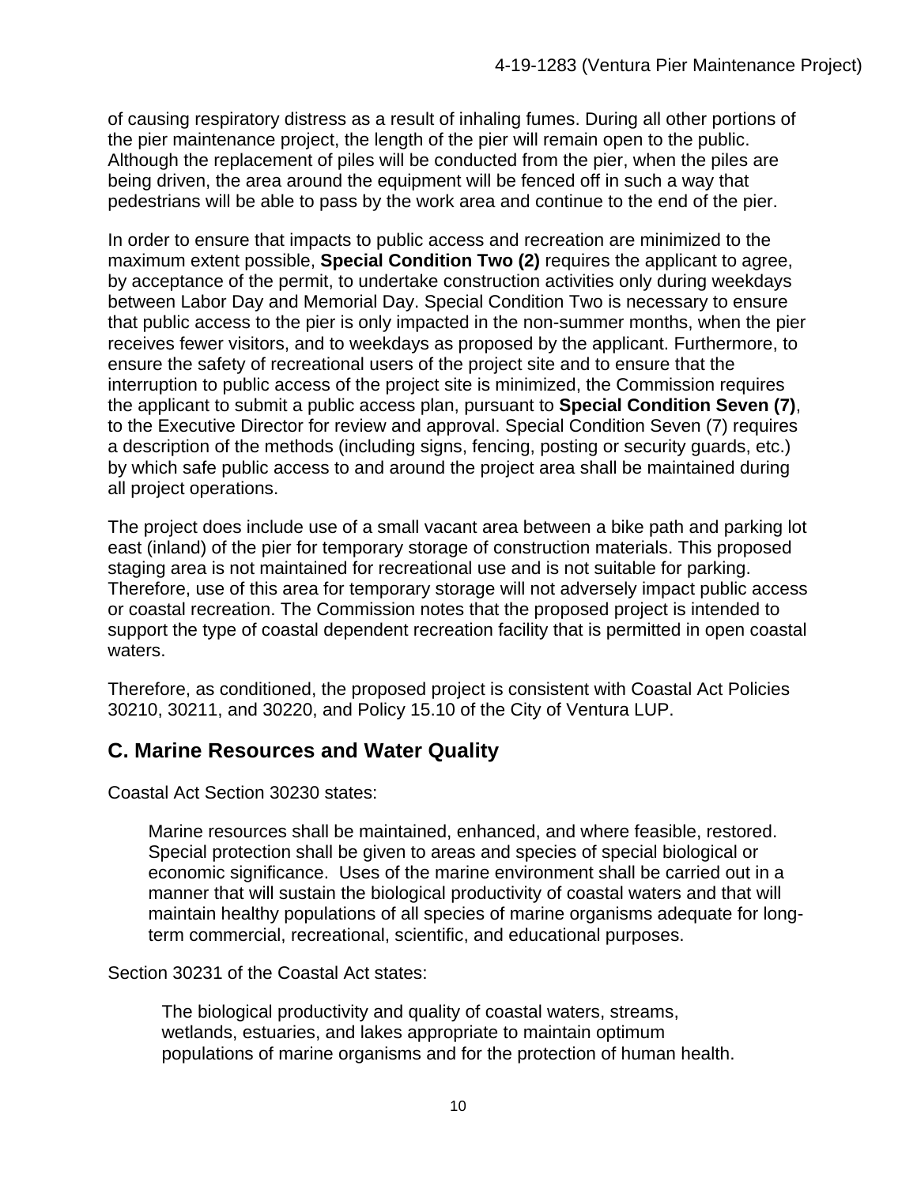of causing respiratory distress as a result of inhaling fumes. During all other portions of the pier maintenance project, the length of the pier will remain open to the public. Although the replacement of piles will be conducted from the pier, when the piles are being driven, the area around the equipment will be fenced off in such a way that pedestrians will be able to pass by the work area and continue to the end of the pier.

In order to ensure that impacts to public access and recreation are minimized to the maximum extent possible, **Special Condition Two (2)** requires the applicant to agree, by acceptance of the permit, to undertake construction activities only during weekdays between Labor Day and Memorial Day. Special Condition Two is necessary to ensure that public access to the pier is only impacted in the non-summer months, when the pier receives fewer visitors, and to weekdays as proposed by the applicant. Furthermore, to ensure the safety of recreational users of the project site and to ensure that the interruption to public access of the project site is minimized, the Commission requires the applicant to submit a public access plan, pursuant to **Special Condition Seven (7)**, to the Executive Director for review and approval. Special Condition Seven (7) requires a description of the methods (including signs, fencing, posting or security guards, etc.) by which safe public access to and around the project area shall be maintained during all project operations.

The project does include use of a small vacant area between a bike path and parking lot east (inland) of the pier for temporary storage of construction materials. This proposed staging area is not maintained for recreational use and is not suitable for parking. Therefore, use of this area for temporary storage will not adversely impact public access or coastal recreation. The Commission notes that the proposed project is intended to support the type of coastal dependent recreation facility that is permitted in open coastal waters.

Therefore, as conditioned, the proposed project is consistent with Coastal Act Policies 30210, 30211, and 30220, and Policy 15.10 of the City of Ventura LUP.

## C. Marine Resources and Water Quality

Coastal Act Section 30230 states:

> Marine resources shall be maintained, enhanced, and where feasible, restored. Special protection shall be given to areas and species of special biological or economic significance. Uses of the marine environment shall be carried out in a manner that will sustain the biological productivity of coastal waters and that will maintain healthy populations of all species of marine organisms adequate for long-term commercial, recreational, scientific, and educational purposes.

Section 30231 of the Coastal Act states:

> The biological productivity and quality of coastal waters, streams, wetlands, estuaries, and lakes appropriate to maintain optimum populations of marine organisms and for the protection of human health.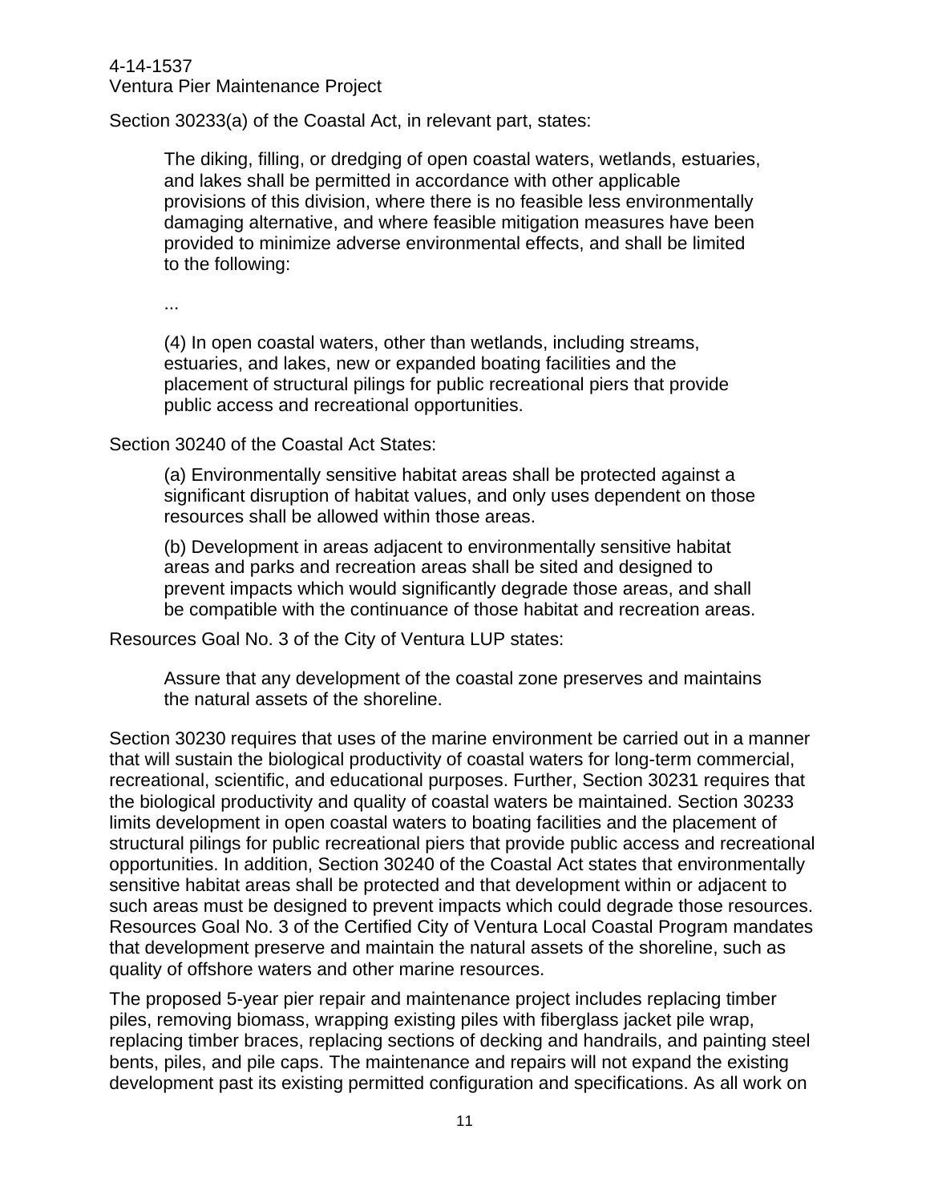Section 30233(a) of the Coastal Act, in relevant part, states:

> The diking, filling, or dredging of open coastal waters, wetlands, estuaries, and lakes shall be permitted in accordance with other applicable provisions of this division, where there is no feasible less environmentally damaging alternative, and where feasible mitigation measures have been provided to minimize adverse environmental effects, and shall be limited to the following:
>
> ...
>
> (4) In open coastal waters, other than wetlands, including streams, estuaries, and lakes, new or expanded boating facilities and the placement of structural pilings for public recreational piers that provide public access and recreational opportunities.

Section 30240 of the Coastal Act States:

> (a) Environmentally sensitive habitat areas shall be protected against a significant disruption of habitat values, and only uses dependent on those resources shall be allowed within those areas.
>
> (b) Development in areas adjacent to environmentally sensitive habitat areas and parks and recreation areas shall be sited and designed to prevent impacts which would significantly degrade those areas, and shall be compatible with the continuance of those habitat and recreation areas.

Resources Goal No. 3 of the City of Ventura LUP states:

> Assure that any development of the coastal zone preserves and maintains the natural assets of the shoreline.

Section 30230 requires that uses of the marine environment be carried out in a manner that will sustain the biological productivity of coastal waters for long-term commercial, recreational, scientific, and educational purposes. Further, Section 30231 requires that the biological productivity and quality of coastal waters be maintained. Section 30233 limits development in open coastal waters to boating facilities and the placement of structural pilings for public recreational piers that provide public access and recreational opportunities. In addition, Section 30240 of the Coastal Act states that environmentally sensitive habitat areas shall be protected and that development within or adjacent to such areas must be designed to prevent impacts which could degrade those resources. Resources Goal No. 3 of the Certified City of Ventura Local Coastal Program mandates that development preserve and maintain the natural assets of the shoreline, such as quality of offshore waters and other marine resources.

The proposed 5-year pier repair and maintenance project includes replacing timber piles, removing biomass, wrapping existing piles with fiberglass jacket pile wrap, replacing timber braces, replacing sections of decking and handrails, and painting steel bents, piles, and pile caps. The maintenance and repairs will not expand the existing development past its existing permitted configuration and specifications. As all work on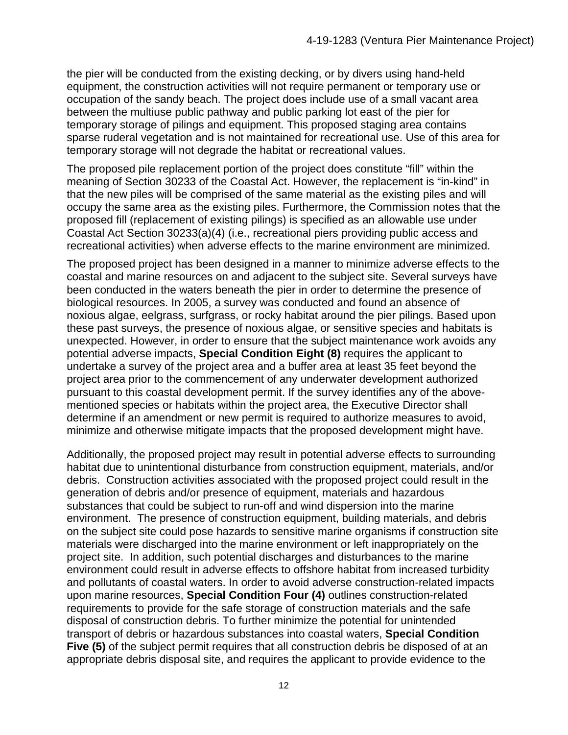the pier will be conducted from the existing decking, or by divers using hand-held equipment, the construction activities will not require permanent or temporary use or occupation of the sandy beach. The project does include use of a small vacant area between the multiuse public pathway and public parking lot east of the pier for temporary storage of pilings and equipment. This proposed staging area contains sparse ruderal vegetation and is not maintained for recreational use. Use of this area for temporary storage will not degrade the habitat or recreational values.

The proposed pile replacement portion of the project does constitute "fill" within the meaning of Section 30233 of the Coastal Act. However, the replacement is "in-kind" in that the new piles will be comprised of the same material as the existing piles and will occupy the same area as the existing piles. Furthermore, the Commission notes that the proposed fill (replacement of existing pilings) is specified as an allowable use under Coastal Act Section 30233(a)(4) (i.e., recreational piers providing public access and recreational activities) when adverse effects to the marine environment are minimized.

The proposed project has been designed in a manner to minimize adverse effects to the coastal and marine resources on and adjacent to the subject site. Several surveys have been conducted in the waters beneath the pier in order to determine the presence of biological resources. In 2005, a survey was conducted and found an absence of noxious algae, eelgrass, surfgrass, or rocky habitat around the pier pilings. Based upon these past surveys, the presence of noxious algae, or sensitive species and habitats is unexpected. However, in order to ensure that the subject maintenance work avoids any potential adverse impacts, **Special Condition Eight (8)** requires the applicant to undertake a survey of the project area and a buffer area at least 35 feet beyond the project area prior to the commencement of any underwater development authorized pursuant to this coastal development permit. If the survey identifies any of the above-mentioned species or habitats within the project area, the Executive Director shall determine if an amendment or new permit is required to authorize measures to avoid, minimize and otherwise mitigate impacts that the proposed development might have.

Additionally, the proposed project may result in potential adverse effects to surrounding habitat due to unintentional disturbance from construction equipment, materials, and/or debris. Construction activities associated with the proposed project could result in the generation of debris and/or presence of equipment, materials and hazardous substances that could be subject to run-off and wind dispersion into the marine environment. The presence of construction equipment, building materials, and debris on the subject site could pose hazards to sensitive marine organisms if construction site materials were discharged into the marine environment or left inappropriately on the project site. In addition, such potential discharges and disturbances to the marine environment could result in adverse effects to offshore habitat from increased turbidity and pollutants of coastal waters. In order to avoid adverse construction-related impacts upon marine resources, **Special Condition Four (4)** outlines construction-related requirements to provide for the safe storage of construction materials and the safe disposal of construction debris. To further minimize the potential for unintended transport of debris or hazardous substances into coastal waters, **Special Condition Five (5)** of the subject permit requires that all construction debris be disposed of at an appropriate debris disposal site, and requires the applicant to provide evidence to the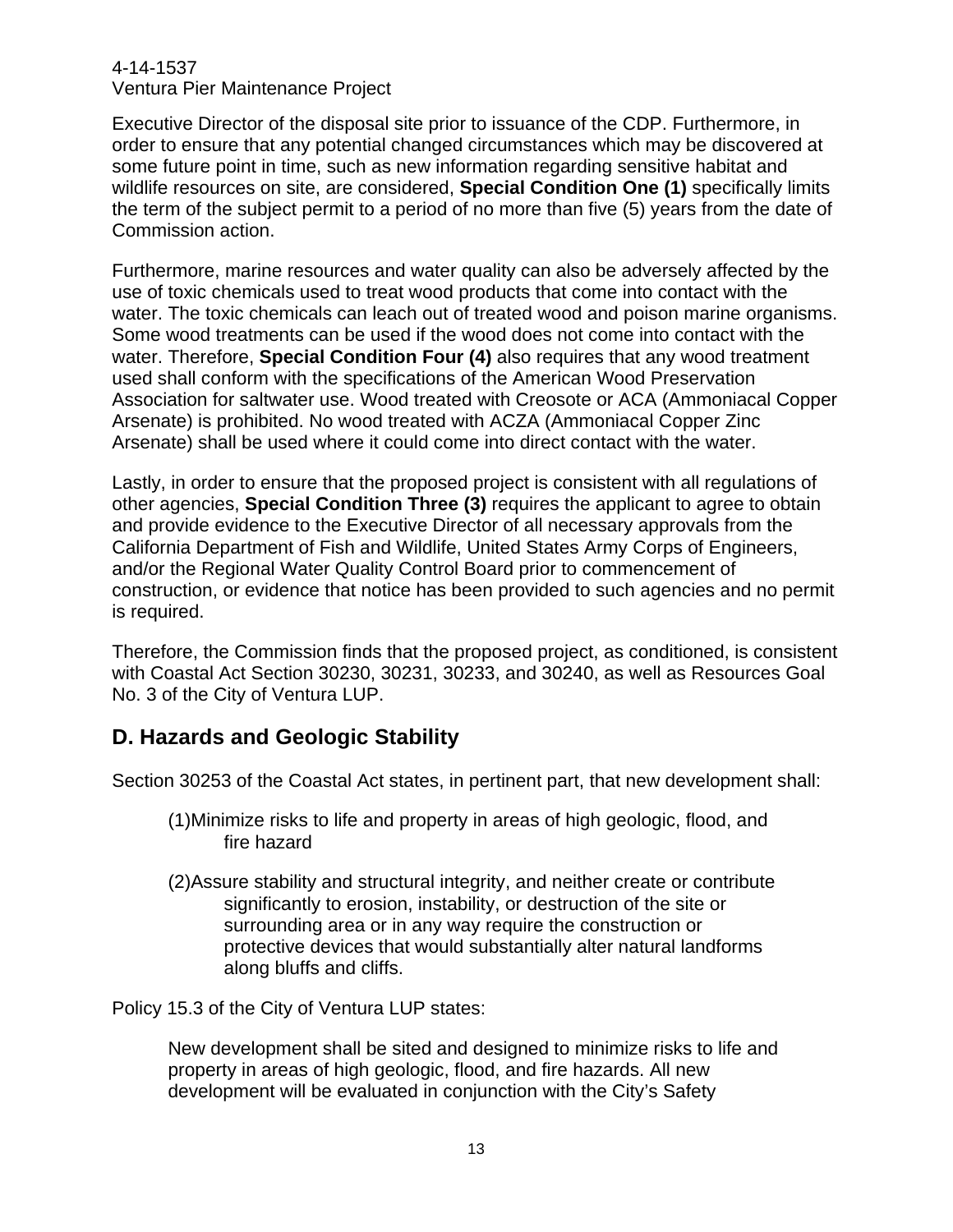Executive Director of the disposal site prior to issuance of the CDP. Furthermore, in order to ensure that any potential changed circumstances which may be discovered at some future point in time, such as new information regarding sensitive habitat and wildlife resources on site, are considered, **Special Condition One (1)** specifically limits the term of the subject permit to a period of no more than five (5) years from the date of Commission action.

Furthermore, marine resources and water quality can also be adversely affected by the use of toxic chemicals used to treat wood products that come into contact with the water. The toxic chemicals can leach out of treated wood and poison marine organisms. Some wood treatments can be used if the wood does not come into contact with the water. Therefore, **Special Condition Four (4)** also requires that any wood treatment used shall conform with the specifications of the American Wood Preservation Association for saltwater use. Wood treated with Creosote or ACA (Ammoniacal Copper Arsenate) is prohibited. No wood treated with ACZA (Ammoniacal Copper Zinc Arsenate) shall be used where it could come into direct contact with the water.

Lastly, in order to ensure that the proposed project is consistent with all regulations of other agencies, **Special Condition Three (3)** requires the applicant to agree to obtain and provide evidence to the Executive Director of all necessary approvals from the California Department of Fish and Wildlife, United States Army Corps of Engineers, and/or the Regional Water Quality Control Board prior to commencement of construction, or evidence that notice has been provided to such agencies and no permit is required.

Therefore, the Commission finds that the proposed project, as conditioned, is consistent with Coastal Act Section 30230, 30231, 30233, and 30240, as well as Resources Goal No. 3 of the City of Ventura LUP.

## D. Hazards and Geologic Stability

Section 30253 of the Coastal Act states, in pertinent part, that new development shall:

> (1) Minimize risks to life and property in areas of high geologic, flood, and fire hazard
>
> (2) Assure stability and structural integrity, and neither create or contribute significantly to erosion, instability, or destruction of the site or surrounding area or in any way require the construction or protective devices that would substantially alter natural landforms along bluffs and cliffs.

Policy 15.3 of the City of Ventura LUP states:

> New development shall be sited and designed to minimize risks to life and property in areas of high geologic, flood, and fire hazards. All new development will be evaluated in conjunction with the City's Safety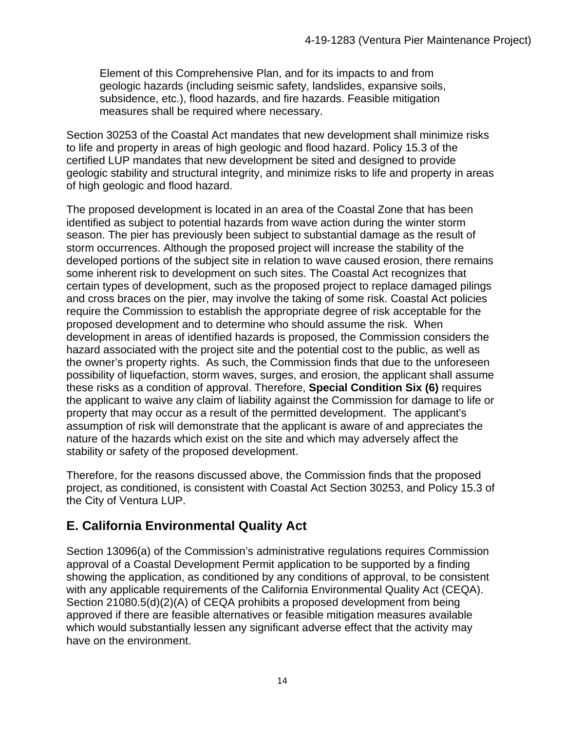Element of this Comprehensive Plan, and for its impacts to and from geologic hazards (including seismic safety, landslides, expansive soils, subsidence, etc.), flood hazards, and fire hazards. Feasible mitigation measures shall be required where necessary.

Section 30253 of the Coastal Act mandates that new development shall minimize risks to life and property in areas of high geologic and flood hazard. Policy 15.3 of the certified LUP mandates that new development be sited and designed to provide geologic stability and structural integrity, and minimize risks to life and property in areas of high geologic and flood hazard.

The proposed development is located in an area of the Coastal Zone that has been identified as subject to potential hazards from wave action during the winter storm season. The pier has previously been subject to substantial damage as the result of storm occurrences. Although the proposed project will increase the stability of the developed portions of the subject site in relation to wave caused erosion, there remains some inherent risk to development on such sites. The Coastal Act recognizes that certain types of development, such as the proposed project to replace damaged pilings and cross braces on the pier, may involve the taking of some risk. Coastal Act policies require the Commission to establish the appropriate degree of risk acceptable for the proposed development and to determine who should assume the risk. When development in areas of identified hazards is proposed, the Commission considers the hazard associated with the project site and the potential cost to the public, as well as the owner's property rights. As such, the Commission finds that due to the unforeseen possibility of liquefaction, storm waves, surges, and erosion, the applicant shall assume these risks as a condition of approval. Therefore, **Special Condition Six (6)** requires the applicant to waive any claim of liability against the Commission for damage to life or property that may occur as a result of the permitted development. The applicant's assumption of risk will demonstrate that the applicant is aware of and appreciates the nature of the hazards which exist on the site and which may adversely affect the stability or safety of the proposed development.

Therefore, for the reasons discussed above, the Commission finds that the proposed project, as conditioned, is consistent with Coastal Act Section 30253, and Policy 15.3 of the City of Ventura LUP.

## E. California Environmental Quality Act

Section 13096(a) of the Commission's administrative regulations requires Commission approval of a Coastal Development Permit application to be supported by a finding showing the application, as conditioned by any conditions of approval, to be consistent with any applicable requirements of the California Environmental Quality Act (CEQA). Section 21080.5(d)(2)(A) of CEQA prohibits a proposed development from being approved if there are feasible alternatives or feasible mitigation measures available which would substantially lessen any significant adverse effect that the activity may have on the environment.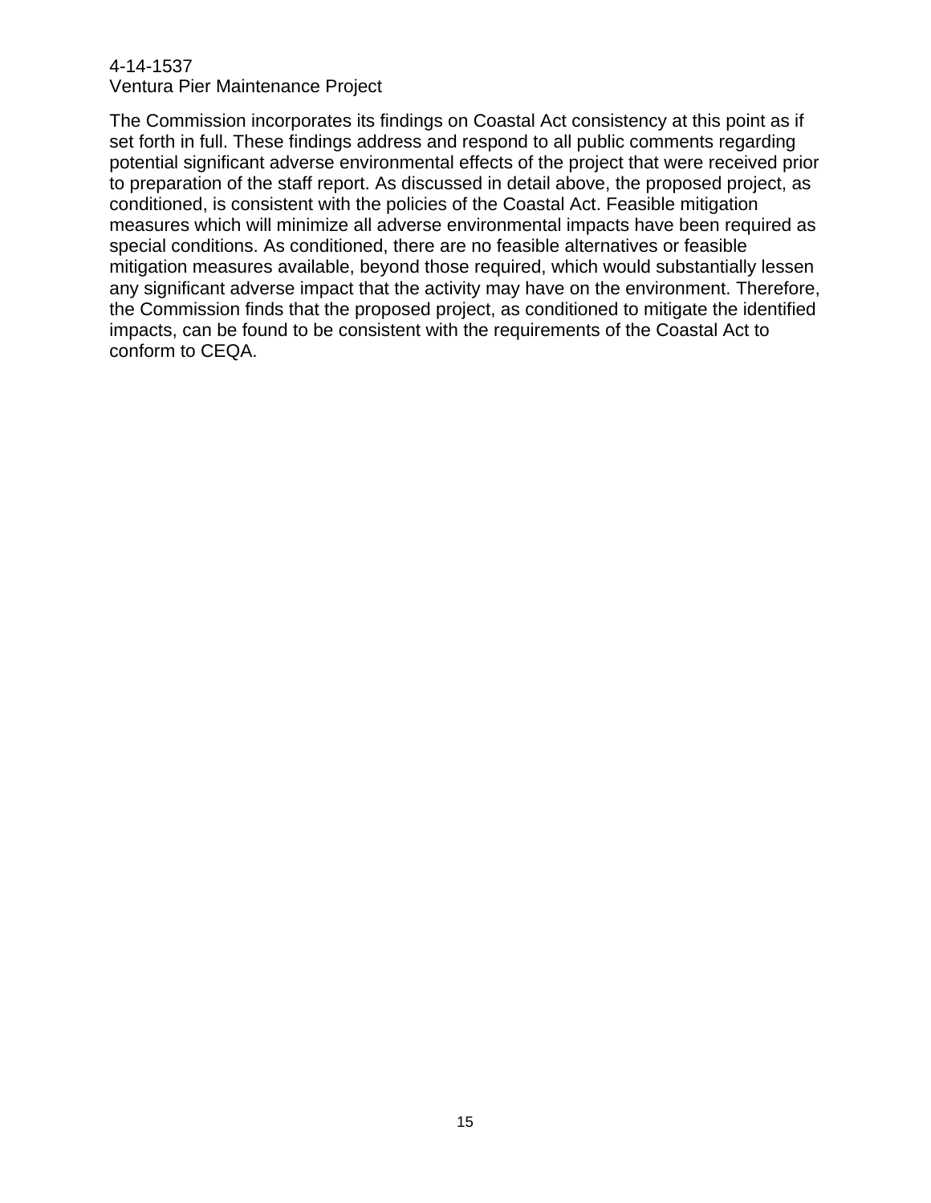The Commission incorporates its findings on Coastal Act consistency at this point as if set forth in full. These findings address and respond to all public comments regarding potential significant adverse environmental effects of the project that were received prior to preparation of the staff report. As discussed in detail above, the proposed project, as conditioned, is consistent with the policies of the Coastal Act. Feasible mitigation measures which will minimize all adverse environmental impacts have been required as special conditions. As conditioned, there are no feasible alternatives or feasible mitigation measures available, beyond those required, which would substantially lessen any significant adverse impact that the activity may have on the environment. Therefore, the Commission finds that the proposed project, as conditioned to mitigate the identified impacts, can be found to be consistent with the requirements of the Coastal Act to conform to CEQA.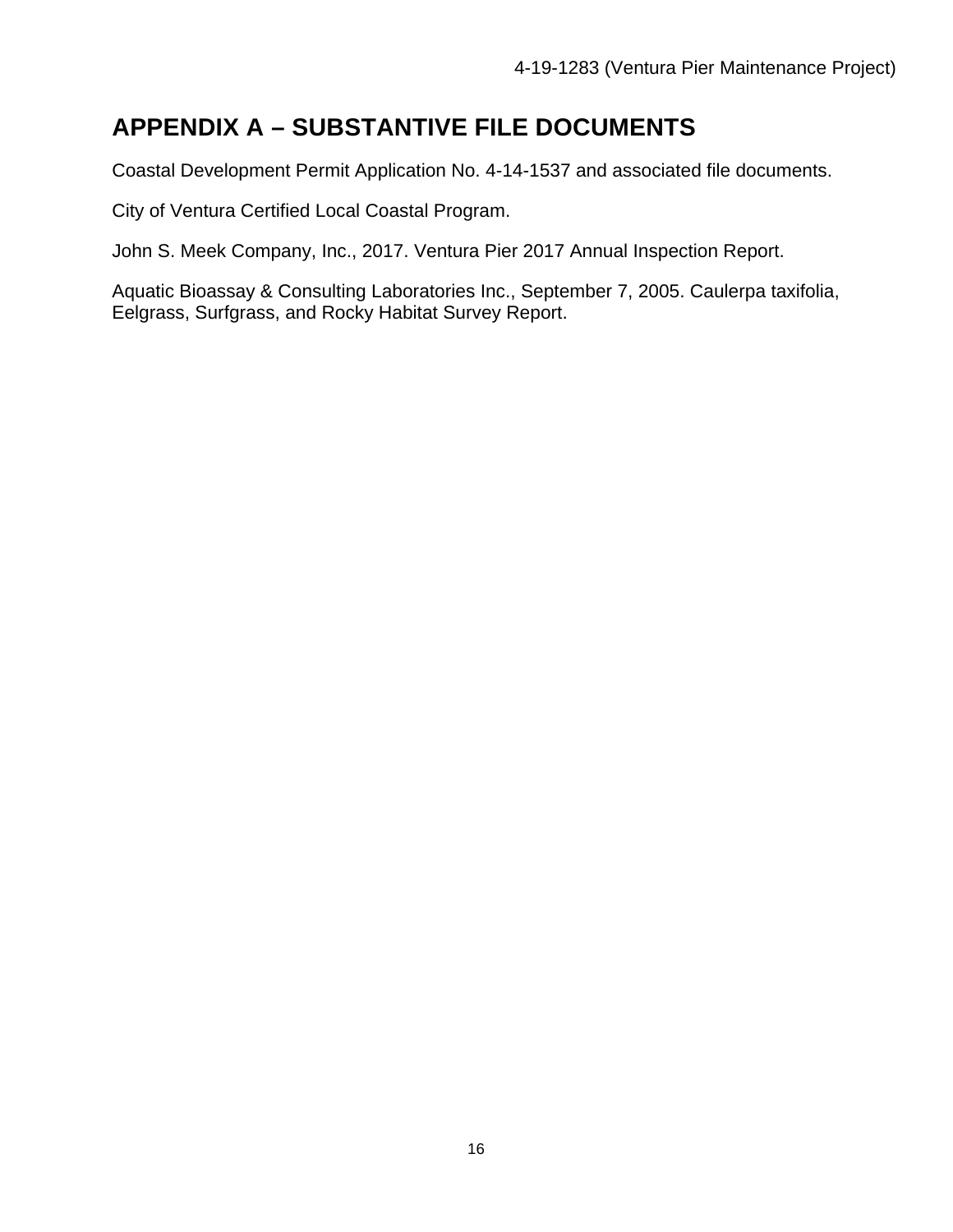# APPENDIX A – SUBSTANTIVE FILE DOCUMENTS

Coastal Development Permit Application No. 4-14-1537 and associated file documents.

City of Ventura Certified Local Coastal Program.

John S. Meek Company, Inc., 2017. Ventura Pier 2017 Annual Inspection Report.

Aquatic Bioassay & Consulting Laboratories Inc., September 7, 2005. Caulerpa taxifolia, Eelgrass, Surfgrass, and Rocky Habitat Survey Report.